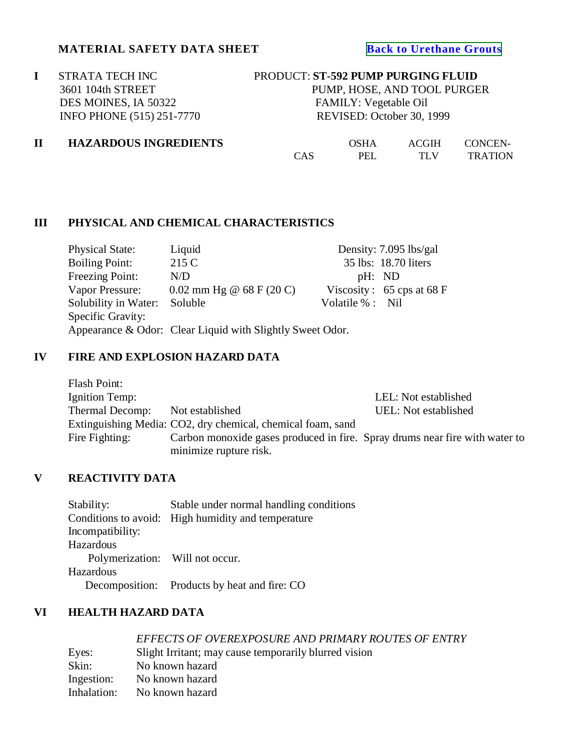# MATERIAL SAFETY DATA SHEET

Back to Urethane Grouts

## I

STRATA TECH INC
3601 104th STREET
DES MOINES, IA 50322
INFO PHONE (515) 251-7770

PRODUCT: **ST-592 PUMP PURGING FLUID**
PUMP, HOSE, AND TOOL PURGER
FAMILY: Vegetable Oil
REVISED: October 30, 1999

## II HAZARDOUS INGREDIENTS

| | CAS | OSHA PEL | ACGIH TLV | CONCEN-TRATION |
|---|---|---|---|---|

## III PHYSICAL AND CHEMICAL CHARACTERISTICS

| | | | |
|---|---|---|---|
| Physical State: | Liquid | Density: | 7.095 lbs/gal |
| Boiling Point: | 215 C | 35 lbs: | 18.70 liters |
| Freezing Point: | N/D | pH: | ND |
| Vapor Pressure: | 0.02 mm Hg @ 68 F (20 C) | Viscosity : | 65 cps at 68 F |
| Solubility in Water: | Soluble | Volatile % : | Nil |
| Specific Gravity: | | | |

Appearance & Odor: Clear Liquid with Slightly Sweet Odor.

## IV FIRE AND EXPLOSION HAZARD DATA

Flash Point:
Ignition Temp: LEL: Not established
Thermal Decomp: Not established UEL: Not established
Extinguishing Media: $CO_2$, dry chemical, chemical foam, sand
Fire Fighting: Carbon monoxide gases produced in fire. Spray drums near fire with water to minimize rupture risk.

## V REACTIVITY DATA

Stability: Stable under normal handling conditions
Conditions to avoid: High humidity and temperature
Incompatibility:
Hazardous Polymerization: Will not occur.
Hazardous Decomposition: Products by heat and fire: CO

## VI HEALTH HAZARD DATA

*EFFECTS OF OVEREXPOSURE AND PRIMARY ROUTES OF ENTRY*

| | |
|---|---|
| Eyes: | Slight Irritant; may cause temporarily blurred vision |
| Skin: | No known hazard |
| Ingestion: | No known hazard |
| Inhalation: | No known hazard |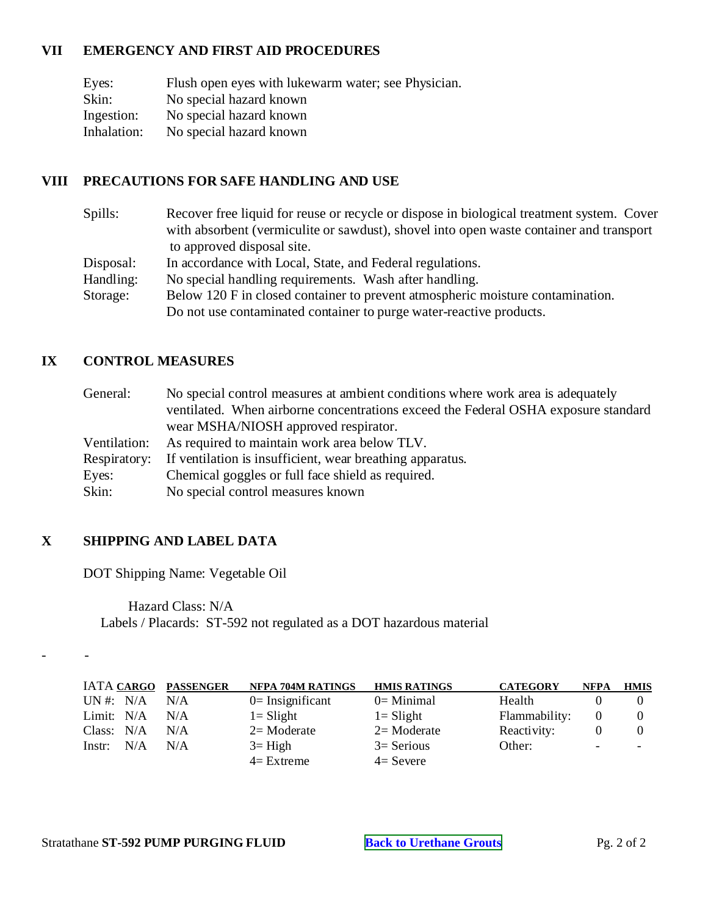## VII EMERGENCY AND FIRST AID PROCEDURES

| | |
|---|---|
| Eyes: | Flush open eyes with lukewarm water; see Physician. |
| Skin: | No special hazard known |
| Ingestion: | No special hazard known |
| Inhalation: | No special hazard known |

## VIII PRECAUTIONS FOR SAFE HANDLING AND USE

| | |
|---|---|
| Spills: | Recover free liquid for reuse or recycle or dispose in biological treatment system. Cover with absorbent (vermiculite or sawdust), shovel into open waste container and transport to approved disposal site. |
| Disposal: | In accordance with Local, State, and Federal regulations. |
| Handling: | No special handling requirements. Wash after handling. |
| Storage: | Below 120 F in closed container to prevent atmospheric moisture contamination. Do not use contaminated container to purge water-reactive products. |

## IX CONTROL MEASURES

| | |
|---|---|
| General: | No special control measures at ambient conditions where work area is adequately ventilated. When airborne concentrations exceed the Federal OSHA exposure standard wear MSHA/NIOSH approved respirator. |
| Ventilation: | As required to maintain work area below TLV. |
| Respiratory: | If ventilation is insufficient, wear breathing apparatus. |
| Eyes: | Chemical goggles or full face shield as required. |
| Skin: | No special control measures known |

## X SHIPPING AND LABEL DATA

DOT Shipping Name: Vegetable Oil

Hazard Class: N/A

Labels / Placards: ST-592 not regulated as a DOT hazardous material

- -

| IATA | CARGO | PASSENGER | NFPA 704M RATINGS | HMIS RATINGS | CATEGORY | NFPA | HMIS |
|---|---|---|---|---|---|---|---|
| UN #: | N/A | N/A | 0= Insignificant | 0= Minimal | Health | 0 | 0 |
| Limit: | N/A | N/A | 1= Slight | 1= Slight | Flammability: | 0 | 0 |
| Class: | N/A | N/A | 2= Moderate | 2= Moderate | Reactivity: | 0 | 0 |
| Instr: | N/A | N/A | 3= High | 3= Serious | Other: | - | - |
| | | | 4= Extreme | 4= Severe | | | |

Stratathane **ST-592 PUMP PURGING FLUID** **Back to Urethane Grouts**